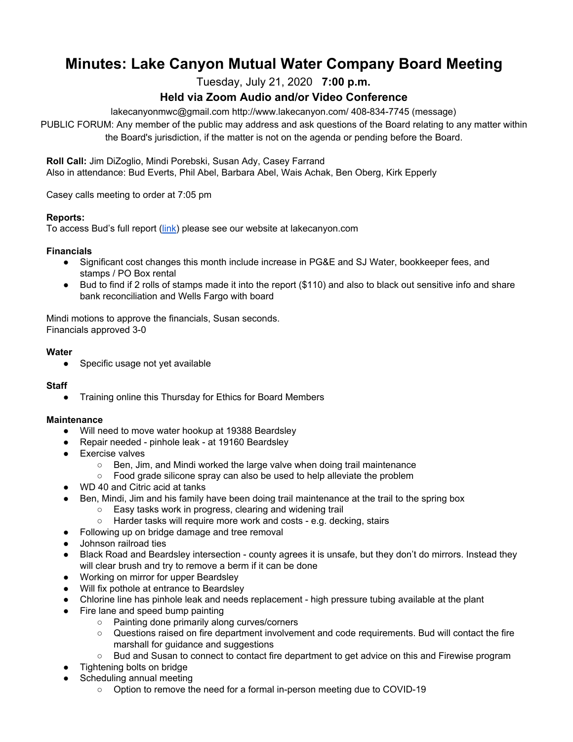# Minutes: Lake Canyon Mutual Water Company Board Meeting

Tuesday, July 21, 2020 **7:00 p.m.**

### Held via Zoom Audio and/or Video Conference

lakecanyonmwc@gmail.com http://www.lakecanyon.com/ 408-834-7745 (message)

PUBLIC FORUM: Any member of the public may address and ask questions of the Board relating to any matter within the Board's jurisdiction, if the matter is not on the agenda or pending before the Board.

**Roll Call:** Jim DiZoglio, Mindi Porebski, Susan Ady, Casey Farrand
Also in attendance: Bud Everts, Phil Abel, Barbara Abel, Wais Achak, Ben Oberg, Kirk Epperly

Casey calls meeting to order at 7:05 pm

**Reports:**
To access Bud's full report (link) please see our website at lakecanyon.com

**Financials**

- Significant cost changes this month include increase in PG&E and SJ Water, bookkeeper fees, and stamps / PO Box rental
- Bud to find if 2 rolls of stamps made it into the report ($110) and also to black out sensitive info and share bank reconciliation and Wells Fargo with board

Mindi motions to approve the financials, Susan seconds.
Financials approved 3-0

**Water**

- Specific usage not yet available

**Staff**

- Training online this Thursday for Ethics for Board Members

**Maintenance**

- Will need to move water hookup at 19388 Beardsley
- Repair needed - pinhole leak - at 19160 Beardsley
- Exercise valves
  - Ben, Jim, and Mindi worked the large valve when doing trail maintenance
  - Food grade silicone spray can also be used to help alleviate the problem
- WD 40 and Citric acid at tanks
- Ben, Mindi, Jim and his family have been doing trail maintenance at the trail to the spring box
  - Easy tasks work in progress, clearing and widening trail
  - Harder tasks will require more work and costs - e.g. decking, stairs
- Following up on bridge damage and tree removal
- Johnson railroad ties
- Black Road and Beardsley intersection - county agrees it is unsafe, but they don't do mirrors. Instead they will clear brush and try to remove a berm if it can be done
- Working on mirror for upper Beardsley
- Will fix pothole at entrance to Beardsley
- Chlorine line has pinhole leak and needs replacement - high pressure tubing available at the plant
- Fire lane and speed bump painting
  - Painting done primarily along curves/corners
  - Questions raised on fire department involvement and code requirements. Bud will contact the fire marshall for guidance and suggestions
  - Bud and Susan to connect to contact fire department to get advice on this and Firewise program
- Tightening bolts on bridge
- Scheduling annual meeting
  - Option to remove the need for a formal in-person meeting due to COVID-19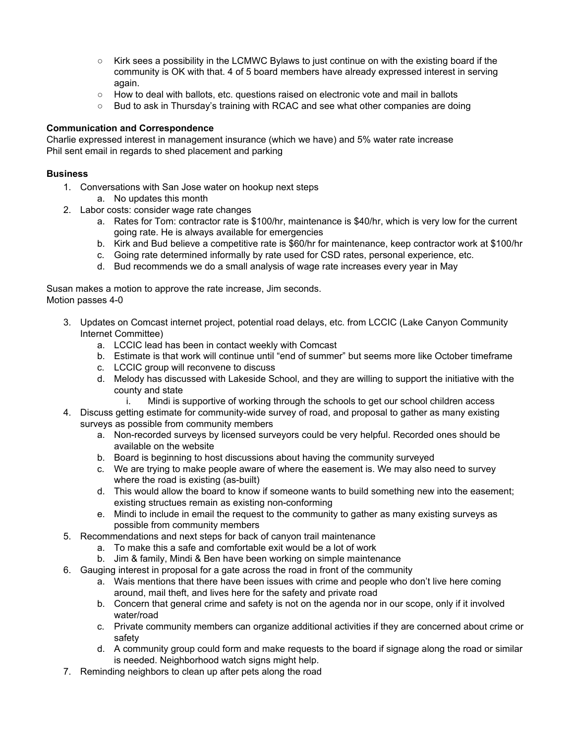- Kirk sees a possibility in the LCMWC Bylaws to just continue on with the existing board if the community is OK with that. 4 of 5 board members have already expressed interest in serving again.
  - How to deal with ballots, etc. questions raised on electronic vote and mail in ballots
  - Bud to ask in Thursday's training with RCAC and see what other companies are doing

**Communication and Correspondence**

Charlie expressed interest in management insurance (which we have) and 5% water rate increase
Phil sent email in regards to shed placement and parking

**Business**

1. Conversations with San Jose water on hookup next steps
   a. No updates this month
2. Labor costs: consider wage rate changes
   a. Rates for Tom: contractor rate is $100/hr, maintenance is $40/hr, which is very low for the current going rate. He is always available for emergencies
   b. Kirk and Bud believe a competitive rate is $60/hr for maintenance, keep contractor work at $100/hr
   c. Going rate determined informally by rate used for CSD rates, personal experience, etc.
   d. Bud recommends we do a small analysis of wage rate increases every year in May

Susan makes a motion to approve the rate increase, Jim seconds.
Motion passes 4-0

3. Updates on Comcast internet project, potential road delays, etc. from LCCIC (Lake Canyon Community Internet Committee)
   a. LCCIC lead has been in contact weekly with Comcast
   b. Estimate is that work will continue until "end of summer" but seems more like October timeframe
   c. LCCIC group will reconvene to discuss
   d. Melody has discussed with Lakeside School, and they are willing to support the initiative with the county and state
      i. Mindi is supportive of working through the schools to get our school children access
4. Discuss getting estimate for community-wide survey of road, and proposal to gather as many existing surveys as possible from community members
   a. Non-recorded surveys by licensed surveyors could be very helpful. Recorded ones should be available on the website
   b. Board is beginning to host discussions about having the community surveyed
   c. We are trying to make people aware of where the easement is. We may also need to survey where the road is existing (as-built)
   d. This would allow the board to know if someone wants to build something new into the easement; existing structues remain as existing non-conforming
   e. Mindi to include in email the request to the community to gather as many existing surveys as possible from community members
5. Recommendations and next steps for back of canyon trail maintenance
   a. To make this a safe and comfortable exit would be a lot of work
   b. Jim & family, Mindi & Ben have been working on simple maintenance
6. Gauging interest in proposal for a gate across the road in front of the community
   a. Wais mentions that there have been issues with crime and people who don't live here coming around, mail theft, and lives here for the safety and private road
   b. Concern that general crime and safety is not on the agenda nor in our scope, only if it involved water/road
   c. Private community members can organize additional activities if they are concerned about crime or safety
   d. A community group could form and make requests to the board if signage along the road or similar is needed. Neighborhood watch signs might help.
7. Reminding neighbors to clean up after pets along the road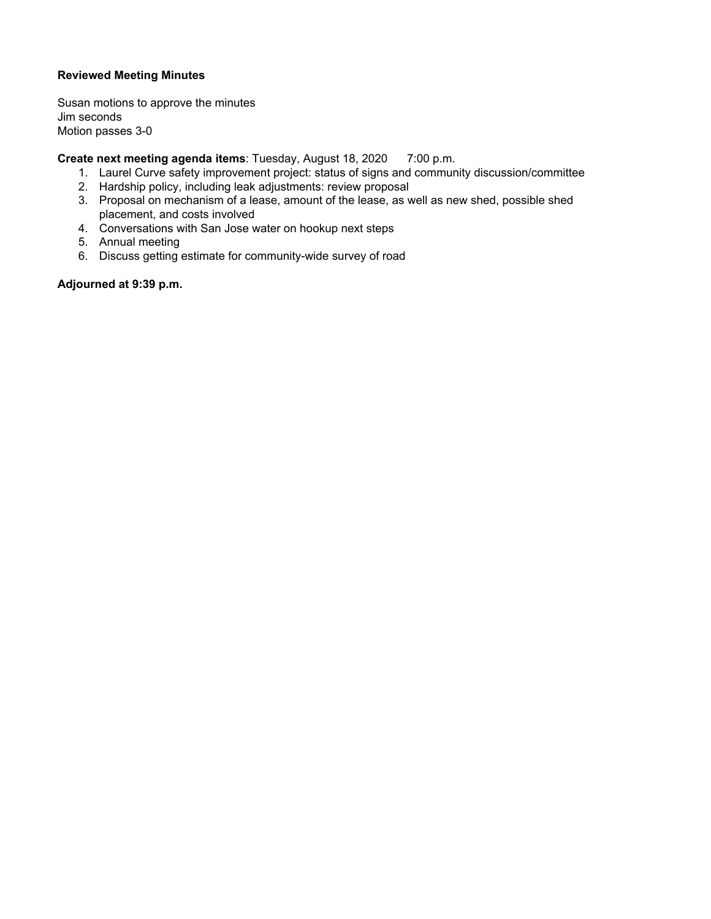**Reviewed Meeting Minutes**

Susan motions to approve the minutes
Jim seconds
Motion passes 3-0

**Create next meeting agenda items**: Tuesday, August 18, 2020 7:00 p.m.

1. Laurel Curve safety improvement project: status of signs and community discussion/committee
2. Hardship policy, including leak adjustments: review proposal
3. Proposal on mechanism of a lease, amount of the lease, as well as new shed, possible shed placement, and costs involved
4. Conversations with San Jose water on hookup next steps
5. Annual meeting
6. Discuss getting estimate for community-wide survey of road

**Adjourned at 9:39 p.m.**